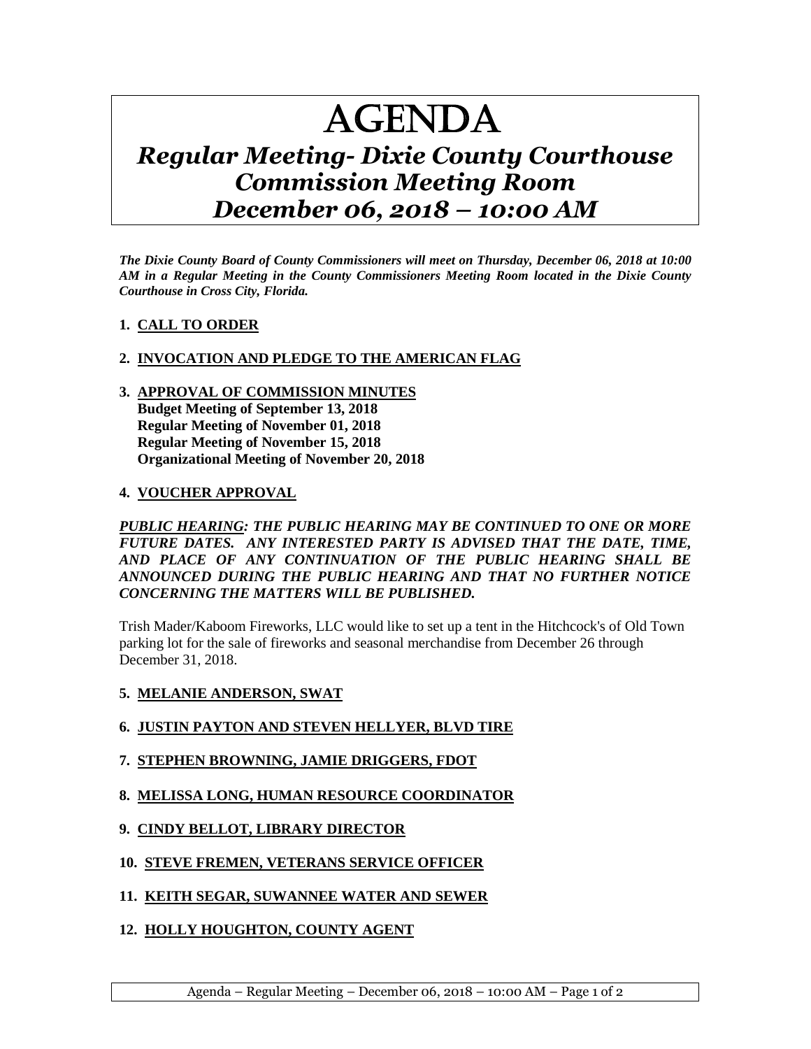# AGENDA

## *Regular Meeting- Dixie County Courthouse Commission Meeting Room December 06, 2018 – 10:00 AM*

***The Dixie County Board of County Commissioners will meet on Thursday, December 06, 2018 at 10:00 AM in a Regular Meeting in the County Commissioners Meeting Room located in the Dixie County Courthouse in Cross City, Florida.***

1. **CALL TO ORDER**

2. **INVOCATION AND PLEDGE TO THE AMERICAN FLAG**

3. **APPROVAL OF COMMISSION MINUTES**
   **Budget Meeting of September 13, 2018**
   **Regular Meeting of November 01, 2018**
   **Regular Meeting of November 15, 2018**
   **Organizational Meeting of November 20, 2018**

4. **VOUCHER APPROVAL**

***PUBLIC HEARING: THE PUBLIC HEARING MAY BE CONTINUED TO ONE OR MORE FUTURE DATES. ANY INTERESTED PARTY IS ADVISED THAT THE DATE, TIME, AND PLACE OF ANY CONTINUATION OF THE PUBLIC HEARING SHALL BE ANNOUNCED DURING THE PUBLIC HEARING AND THAT NO FURTHER NOTICE CONCERNING THE MATTERS WILL BE PUBLISHED.***

Trish Mader/Kaboom Fireworks, LLC would like to set up a tent in the Hitchcock's of Old Town parking lot for the sale of fireworks and seasonal merchandise from December 26 through December 31, 2018.

5. **MELANIE ANDERSON, SWAT**

6. **JUSTIN PAYTON AND STEVEN HELLYER, BLVD TIRE**

7. **STEPHEN BROWNING, JAMIE DRIGGERS, FDOT**

8. **MELISSA LONG, HUMAN RESOURCE COORDINATOR**

9. **CINDY BELLOT, LIBRARY DIRECTOR**

10. **STEVE FREMEN, VETERANS SERVICE OFFICER**

11. **KEITH SEGAR, SUWANNEE WATER AND SEWER**

12. **HOLLY HOUGHTON, COUNTY AGENT**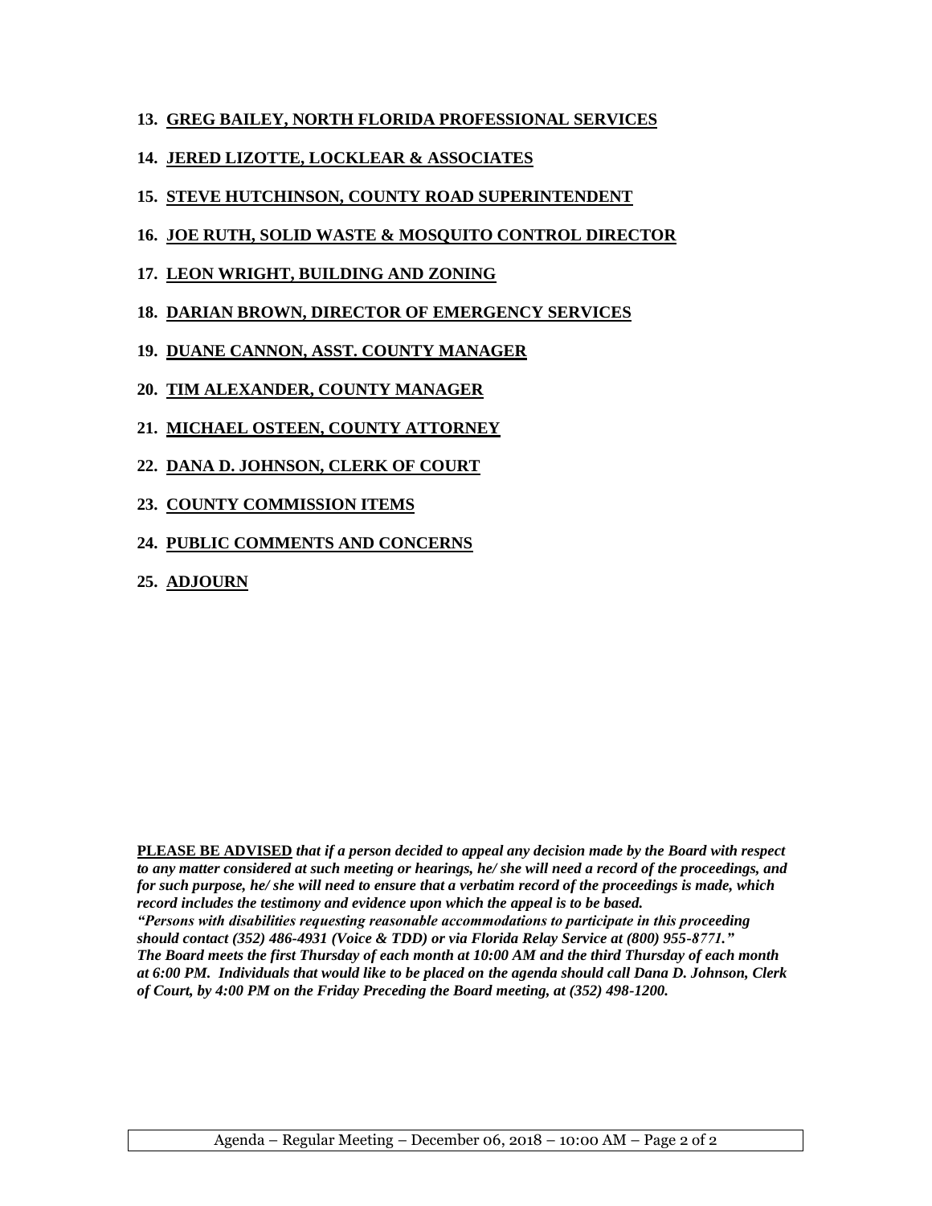13. **GREG BAILEY, NORTH FLORIDA PROFESSIONAL SERVICES**

14. **JERED LIZOTTE, LOCKLEAR & ASSOCIATES**

15. **STEVE HUTCHINSON, COUNTY ROAD SUPERINTENDENT**

16. **JOE RUTH, SOLID WASTE & MOSQUITO CONTROL DIRECTOR**

17. **LEON WRIGHT, BUILDING AND ZONING**

18. **DARIAN BROWN, DIRECTOR OF EMERGENCY SERVICES**

19. **DUANE CANNON, ASST. COUNTY MANAGER**

20. **TIM ALEXANDER, COUNTY MANAGER**

21. **MICHAEL OSTEEN, COUNTY ATTORNEY**

22. **DANA D. JOHNSON, CLERK OF COURT**

23. **COUNTY COMMISSION ITEMS**

24. **PUBLIC COMMENTS AND CONCERNS**

25. **ADJOURN**

**PLEASE BE ADVISED** ***that if a person decided to appeal any decision made by the Board with respect to any matter considered at such meeting or hearings, he/ she will need a record of the proceedings, and for such purpose, he/ she will need to ensure that a verbatim record of the proceedings is made, which record includes the testimony and evidence upon which the appeal is to be based.***
***"Persons with disabilities requesting reasonable accommodations to participate in this proceeding should contact (352) 486-4931 (Voice & TDD) or via Florida Relay Service at (800) 955-8771."***
***The Board meets the first Thursday of each month at 10:00 AM and the third Thursday of each month at 6:00 PM. Individuals that would like to be placed on the agenda should call Dana D. Johnson, Clerk of Court, by 4:00 PM on the Friday Preceding the Board meeting, at (352) 498-1200.***